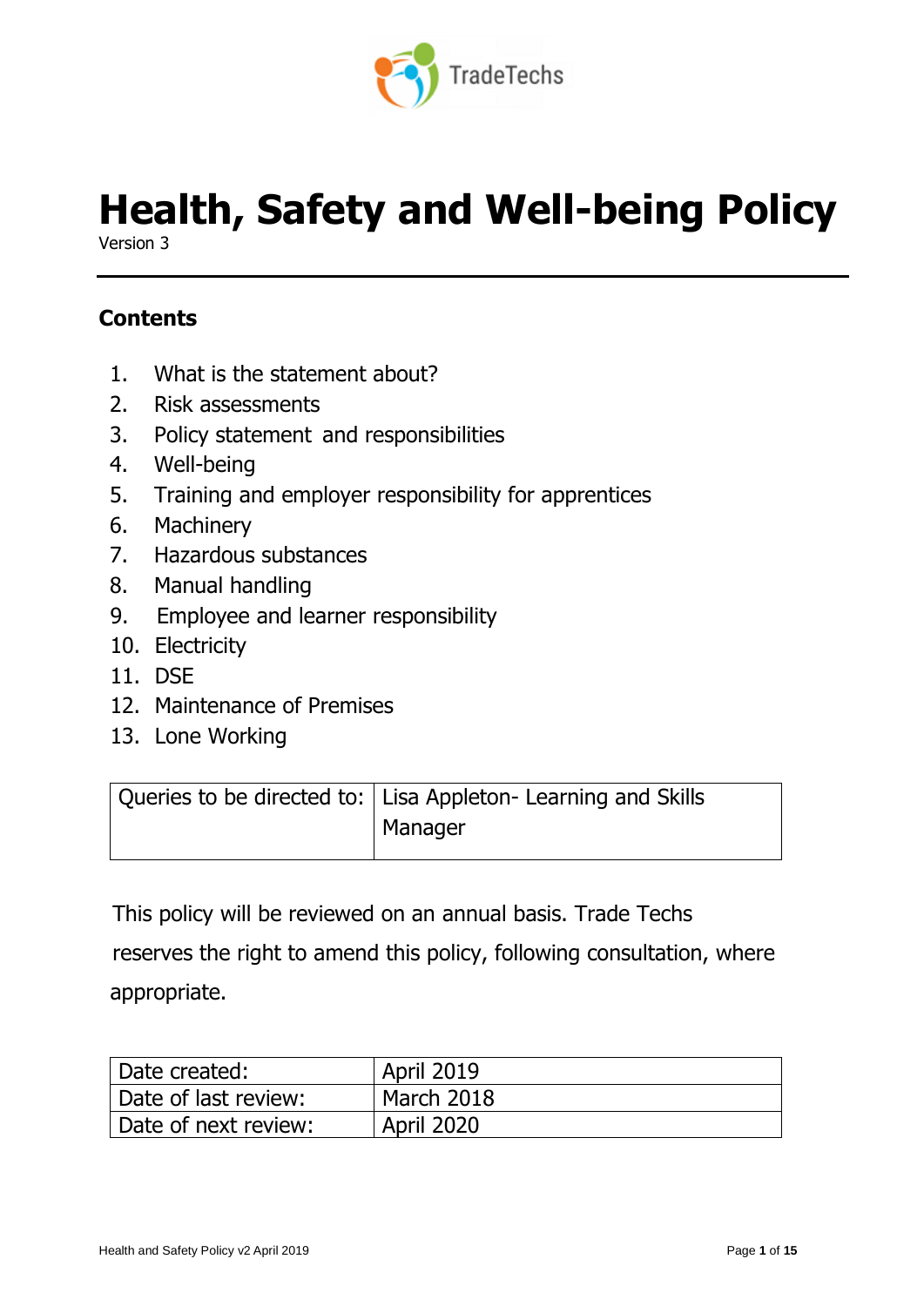TradeTechs

# Health, Safety and Well-being Policy

Version 3

## Contents

1. What is the statement about?
2. Risk assessments
3. Policy statement and responsibilities
4. Well-being
5. Training and employer responsibility for apprentices
6. Machinery
7. Hazardous substances
8. Manual handling
9. Employee and learner responsibility
10. Electricity
11. DSE
12. Maintenance of Premises
13. Lone Working

| Queries to be directed to: | Lisa Appleton- Learning and Skills Manager |
|---|---|

This policy will be reviewed on an annual basis. Trade Techs reserves the right to amend this policy, following consultation, where appropriate.

| Date created: | April 2019 |
|---|---|
| Date of last review: | March 2018 |
| Date of next review: | April 2020 |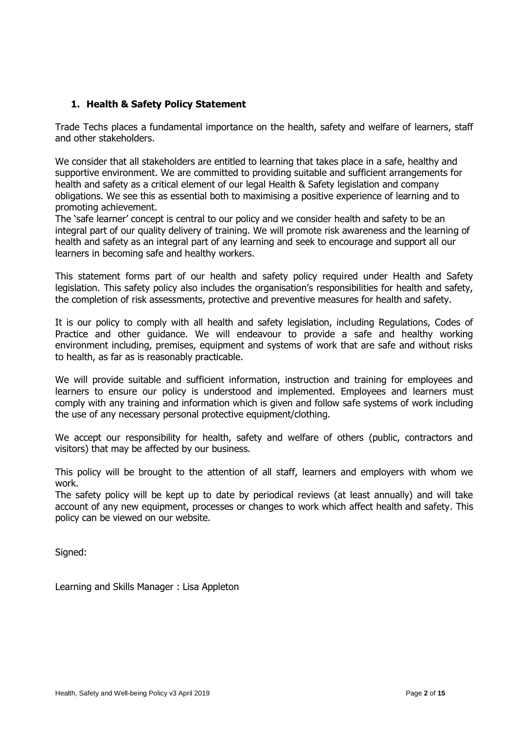## 1. Health & Safety Policy Statement

Trade Techs places a fundamental importance on the health, safety and welfare of learners, staff and other stakeholders.

We consider that all stakeholders are entitled to learning that takes place in a safe, healthy and supportive environment. We are committed to providing suitable and sufficient arrangements for health and safety as a critical element of our legal Health & Safety legislation and company obligations. We see this as essential both to maximising a positive experience of learning and to promoting achievement.

The 'safe learner' concept is central to our policy and we consider health and safety to be an integral part of our quality delivery of training. We will promote risk awareness and the learning of health and safety as an integral part of any learning and seek to encourage and support all our learners in becoming safe and healthy workers.

This statement forms part of our health and safety policy required under Health and Safety legislation. This safety policy also includes the organisation's responsibilities for health and safety, the completion of risk assessments, protective and preventive measures for health and safety.

It is our policy to comply with all health and safety legislation, including Regulations, Codes of Practice and other guidance. We will endeavour to provide a safe and healthy working environment including, premises, equipment and systems of work that are safe and without risks to health, as far as is reasonably practicable.

We will provide suitable and sufficient information, instruction and training for employees and learners to ensure our policy is understood and implemented. Employees and learners must comply with any training and information which is given and follow safe systems of work including the use of any necessary personal protective equipment/clothing.

We accept our responsibility for health, safety and welfare of others (public, contractors and visitors) that may be affected by our business.

This policy will be brought to the attention of all staff, learners and employers with whom we work.

The safety policy will be kept up to date by periodical reviews (at least annually) and will take account of any new equipment, processes or changes to work which affect health and safety. This policy can be viewed on our website.

Signed:

Learning and Skills Manager : Lisa Appleton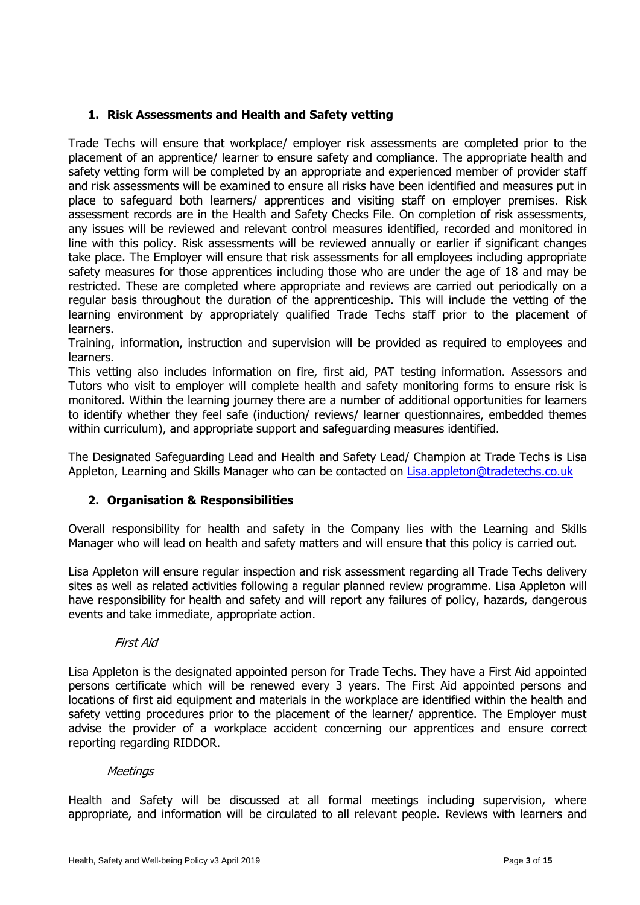## 1. Risk Assessments and Health and Safety vetting

Trade Techs will ensure that workplace/ employer risk assessments are completed prior to the placement of an apprentice/ learner to ensure safety and compliance. The appropriate health and safety vetting form will be completed by an appropriate and experienced member of provider staff and risk assessments will be examined to ensure all risks have been identified and measures put in place to safeguard both learners/ apprentices and visiting staff on employer premises. Risk assessment records are in the Health and Safety Checks File. On completion of risk assessments, any issues will be reviewed and relevant control measures identified, recorded and monitored in line with this policy. Risk assessments will be reviewed annually or earlier if significant changes take place. The Employer will ensure that risk assessments for all employees including appropriate safety measures for those apprentices including those who are under the age of 18 and may be restricted. These are completed where appropriate and reviews are carried out periodically on a regular basis throughout the duration of the apprenticeship. This will include the vetting of the learning environment by appropriately qualified Trade Techs staff prior to the placement of learners.

Training, information, instruction and supervision will be provided as required to employees and learners.

This vetting also includes information on fire, first aid, PAT testing information. Assessors and Tutors who visit to employer will complete health and safety monitoring forms to ensure risk is monitored. Within the learning journey there are a number of additional opportunities for learners to identify whether they feel safe (induction/ reviews/ learner questionnaires, embedded themes within curriculum), and appropriate support and safeguarding measures identified.

The Designated Safeguarding Lead and Health and Safety Lead/ Champion at Trade Techs is Lisa Appleton, Learning and Skills Manager who can be contacted on Lisa.appleton@tradetechs.co.uk

## 2. Organisation & Responsibilities

Overall responsibility for health and safety in the Company lies with the Learning and Skills Manager who will lead on health and safety matters and will ensure that this policy is carried out.

Lisa Appleton will ensure regular inspection and risk assessment regarding all Trade Techs delivery sites as well as related activities following a regular planned review programme. Lisa Appleton will have responsibility for health and safety and will report any failures of policy, hazards, dangerous events and take immediate, appropriate action.

*First Aid*

Lisa Appleton is the designated appointed person for Trade Techs. They have a First Aid appointed persons certificate which will be renewed every 3 years. The First Aid appointed persons and locations of first aid equipment and materials in the workplace are identified within the health and safety vetting procedures prior to the placement of the learner/ apprentice. The Employer must advise the provider of a workplace accident concerning our apprentices and ensure correct reporting regarding RIDDOR.

*Meetings*

Health and Safety will be discussed at all formal meetings including supervision, where appropriate, and information will be circulated to all relevant people. Reviews with learners and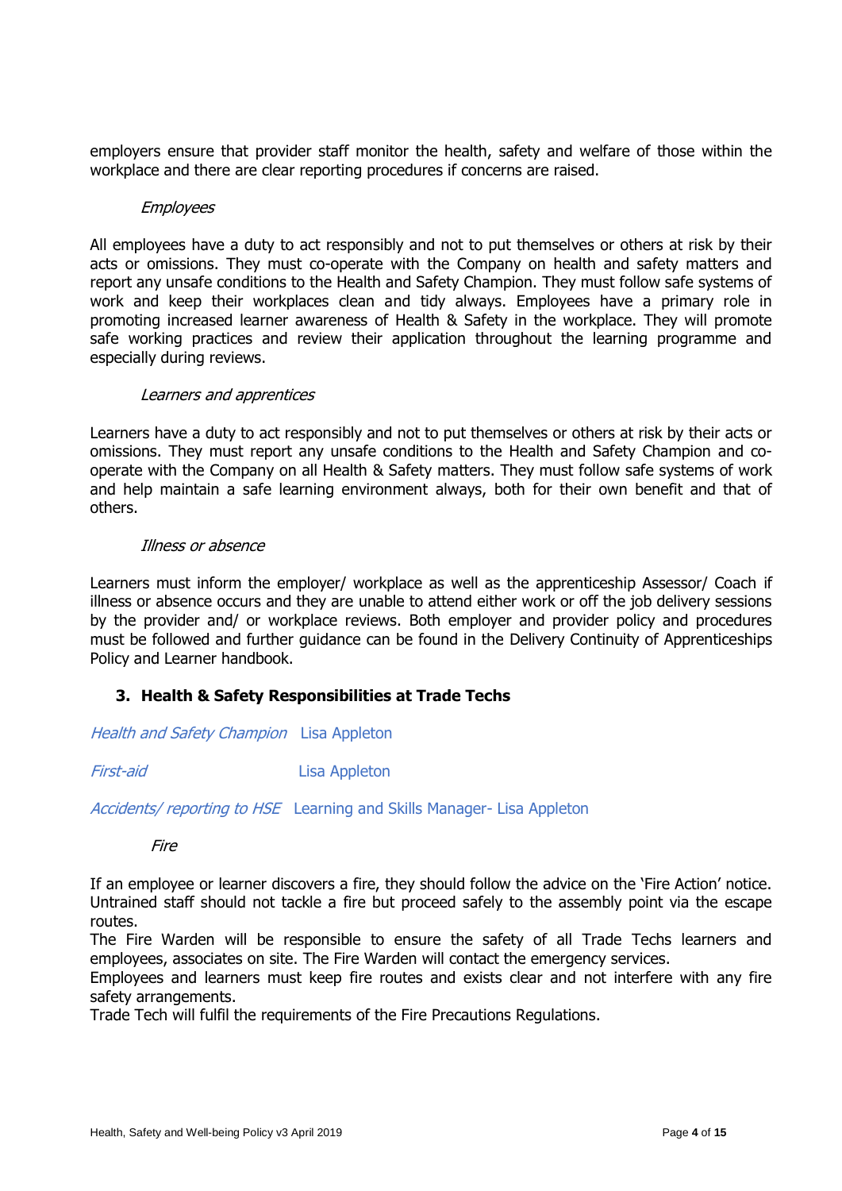employers ensure that provider staff monitor the health, safety and welfare of those within the workplace and there are clear reporting procedures if concerns are raised.

*Employees*

All employees have a duty to act responsibly and not to put themselves or others at risk by their acts or omissions. They must co-operate with the Company on health and safety matters and report any unsafe conditions to the Health and Safety Champion. They must follow safe systems of work and keep their workplaces clean and tidy always. Employees have a primary role in promoting increased learner awareness of Health & Safety in the workplace. They will promote safe working practices and review their application throughout the learning programme and especially during reviews.

*Learners and apprentices*

Learners have a duty to act responsibly and not to put themselves or others at risk by their acts or omissions. They must report any unsafe conditions to the Health and Safety Champion and co-operate with the Company on all Health & Safety matters. They must follow safe systems of work and help maintain a safe learning environment always, both for their own benefit and that of others.

*Illness or absence*

Learners must inform the employer/ workplace as well as the apprenticeship Assessor/ Coach if illness or absence occurs and they are unable to attend either work or off the job delivery sessions by the provider and/ or workplace reviews. Both employer and provider policy and procedures must be followed and further guidance can be found in the Delivery Continuity of Apprenticeships Policy and Learner handbook.

## 3. Health & Safety Responsibilities at Trade Techs

*Health and Safety Champion* Lisa Appleton

*First-aid* Lisa Appleton

*Accidents/ reporting to HSE* Learning and Skills Manager- Lisa Appleton

*Fire*

If an employee or learner discovers a fire, they should follow the advice on the 'Fire Action' notice. Untrained staff should not tackle a fire but proceed safely to the assembly point via the escape routes.
The Fire Warden will be responsible to ensure the safety of all Trade Techs learners and employees, associates on site. The Fire Warden will contact the emergency services.
Employees and learners must keep fire routes and exists clear and not interfere with any fire safety arrangements.
Trade Tech will fulfil the requirements of the Fire Precautions Regulations.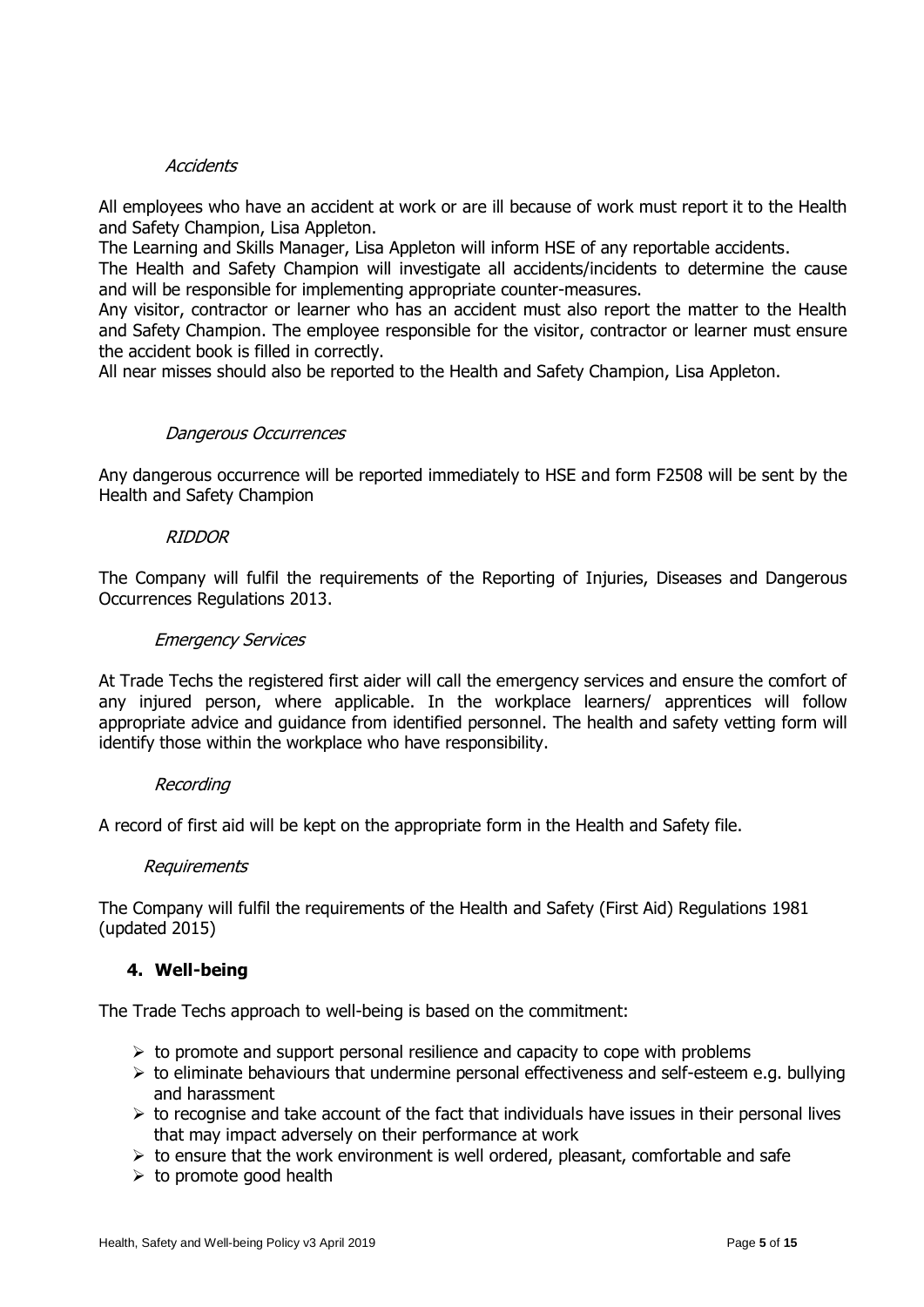*Accidents*

All employees who have an accident at work or are ill because of work must report it to the Health and Safety Champion, Lisa Appleton.
The Learning and Skills Manager, Lisa Appleton will inform HSE of any reportable accidents.
The Health and Safety Champion will investigate all accidents/incidents to determine the cause and will be responsible for implementing appropriate counter-measures.
Any visitor, contractor or learner who has an accident must also report the matter to the Health and Safety Champion. The employee responsible for the visitor, contractor or learner must ensure the accident book is filled in correctly.
All near misses should also be reported to the Health and Safety Champion, Lisa Appleton.

*Dangerous Occurrences*

Any dangerous occurrence will be reported immediately to HSE and form F2508 will be sent by the Health and Safety Champion

*RIDDOR*

The Company will fulfil the requirements of the Reporting of Injuries, Diseases and Dangerous Occurrences Regulations 2013.

*Emergency Services*

At Trade Techs the registered first aider will call the emergency services and ensure the comfort of any injured person, where applicable. In the workplace learners/ apprentices will follow appropriate advice and guidance from identified personnel. The health and safety vetting form will identify those within the workplace who have responsibility.

*Recording*

A record of first aid will be kept on the appropriate form in the Health and Safety file.

*Requirements*

The Company will fulfil the requirements of the Health and Safety (First Aid) Regulations 1981 (updated 2015)

## 4. Well-being

The Trade Techs approach to well-being is based on the commitment:

- to promote and support personal resilience and capacity to cope with problems
- to eliminate behaviours that undermine personal effectiveness and self-esteem e.g. bullying and harassment
- to recognise and take account of the fact that individuals have issues in their personal lives that may impact adversely on their performance at work
- to ensure that the work environment is well ordered, pleasant, comfortable and safe
- to promote good health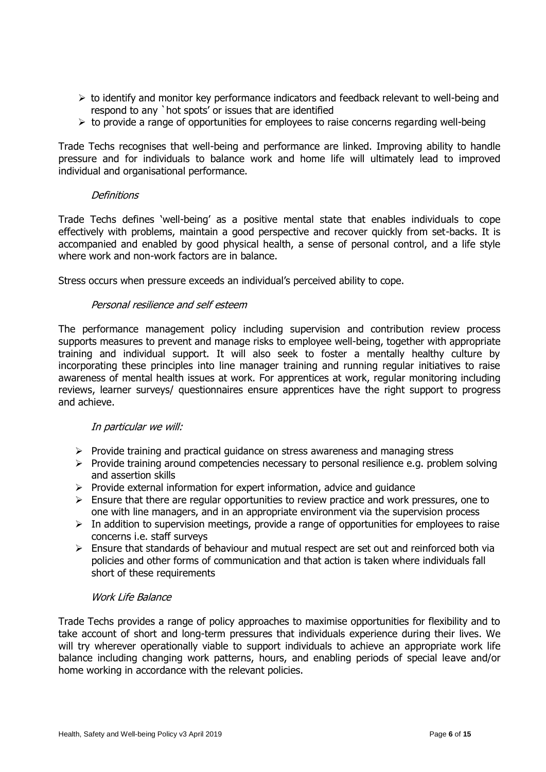- to identify and monitor key performance indicators and feedback relevant to well-being and respond to any `hot spots' or issues that are identified
- to provide a range of opportunities for employees to raise concerns regarding well-being

Trade Techs recognises that well-being and performance are linked. Improving ability to handle pressure and for individuals to balance work and home life will ultimately lead to improved individual and organisational performance.

### *Definitions*

Trade Techs defines 'well-being' as a positive mental state that enables individuals to cope effectively with problems, maintain a good perspective and recover quickly from set-backs. It is accompanied and enabled by good physical health, a sense of personal control, and a life style where work and non-work factors are in balance.

Stress occurs when pressure exceeds an individual's perceived ability to cope.

### *Personal resilience and self esteem*

The performance management policy including supervision and contribution review process supports measures to prevent and manage risks to employee well-being, together with appropriate training and individual support. It will also seek to foster a mentally healthy culture by incorporating these principles into line manager training and running regular initiatives to raise awareness of mental health issues at work. For apprentices at work, regular monitoring including reviews, learner surveys/ questionnaires ensure apprentices have the right support to progress and achieve.

*In particular we will:*

- Provide training and practical guidance on stress awareness and managing stress
- Provide training around competencies necessary to personal resilience e.g. problem solving and assertion skills
- Provide external information for expert information, advice and guidance
- Ensure that there are regular opportunities to review practice and work pressures, one to one with line managers, and in an appropriate environment via the supervision process
- In addition to supervision meetings, provide a range of opportunities for employees to raise concerns i.e. staff surveys
- Ensure that standards of behaviour and mutual respect are set out and reinforced both via policies and other forms of communication and that action is taken where individuals fall short of these requirements

### *Work Life Balance*

Trade Techs provides a range of policy approaches to maximise opportunities for flexibility and to take account of short and long-term pressures that individuals experience during their lives. We will try wherever operationally viable to support individuals to achieve an appropriate work life balance including changing work patterns, hours, and enabling periods of special leave and/or home working in accordance with the relevant policies.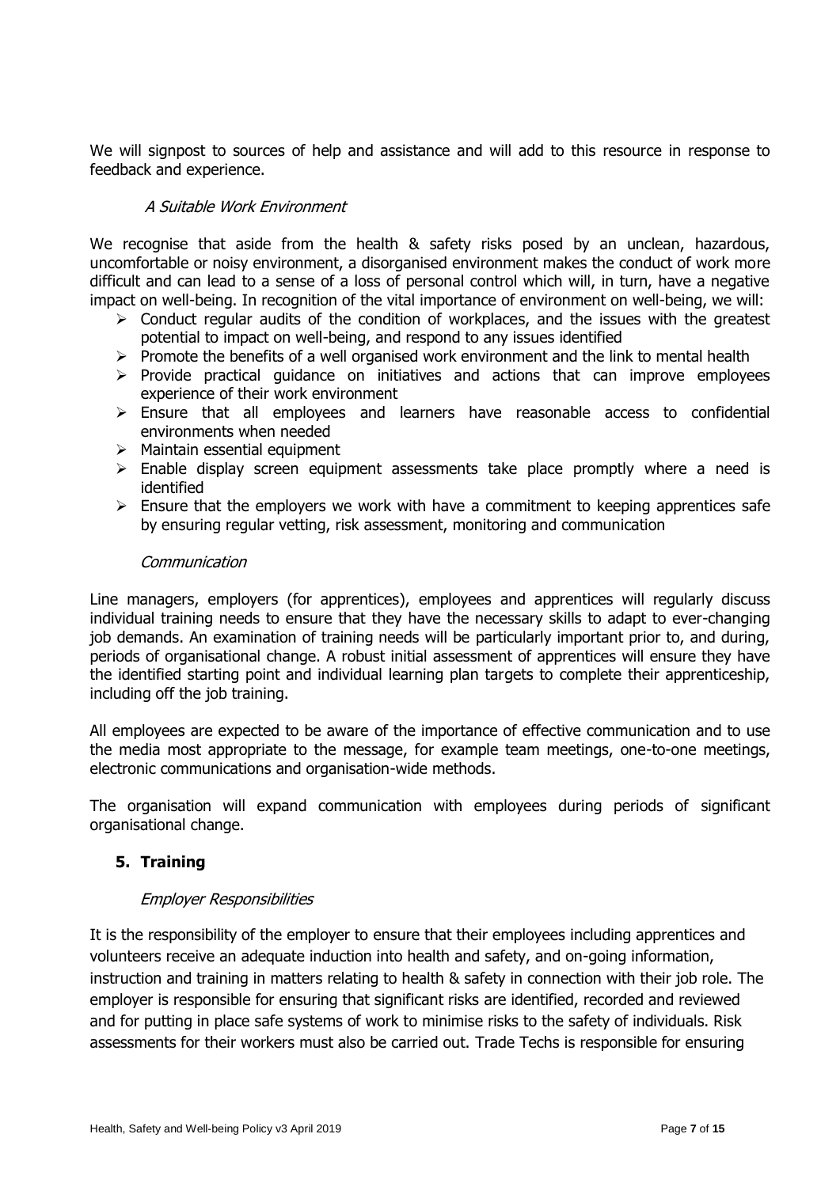We will signpost to sources of help and assistance and will add to this resource in response to feedback and experience.

*A Suitable Work Environment*

We recognise that aside from the health & safety risks posed by an unclean, hazardous, uncomfortable or noisy environment, a disorganised environment makes the conduct of work more difficult and can lead to a sense of a loss of personal control which will, in turn, have a negative impact on well-being. In recognition of the vital importance of environment on well-being, we will:

- Conduct regular audits of the condition of workplaces, and the issues with the greatest potential to impact on well-being, and respond to any issues identified
- Promote the benefits of a well organised work environment and the link to mental health
- Provide practical guidance on initiatives and actions that can improve employees experience of their work environment
- Ensure that all employees and learners have reasonable access to confidential environments when needed
- Maintain essential equipment
- Enable display screen equipment assessments take place promptly where a need is identified
- Ensure that the employers we work with have a commitment to keeping apprentices safe by ensuring regular vetting, risk assessment, monitoring and communication

*Communication*

Line managers, employers (for apprentices), employees and apprentices will regularly discuss individual training needs to ensure that they have the necessary skills to adapt to ever-changing job demands. An examination of training needs will be particularly important prior to, and during, periods of organisational change. A robust initial assessment of apprentices will ensure they have the identified starting point and individual learning plan targets to complete their apprenticeship, including off the job training.

All employees are expected to be aware of the importance of effective communication and to use the media most appropriate to the message, for example team meetings, one-to-one meetings, electronic communications and organisation-wide methods.

The organisation will expand communication with employees during periods of significant organisational change.

## 5. Training

*Employer Responsibilities*

It is the responsibility of the employer to ensure that their employees including apprentices and volunteers receive an adequate induction into health and safety, and on-going information, instruction and training in matters relating to health & safety in connection with their job role. The employer is responsible for ensuring that significant risks are identified, recorded and reviewed and for putting in place safe systems of work to minimise risks to the safety of individuals. Risk assessments for their workers must also be carried out. Trade Techs is responsible for ensuring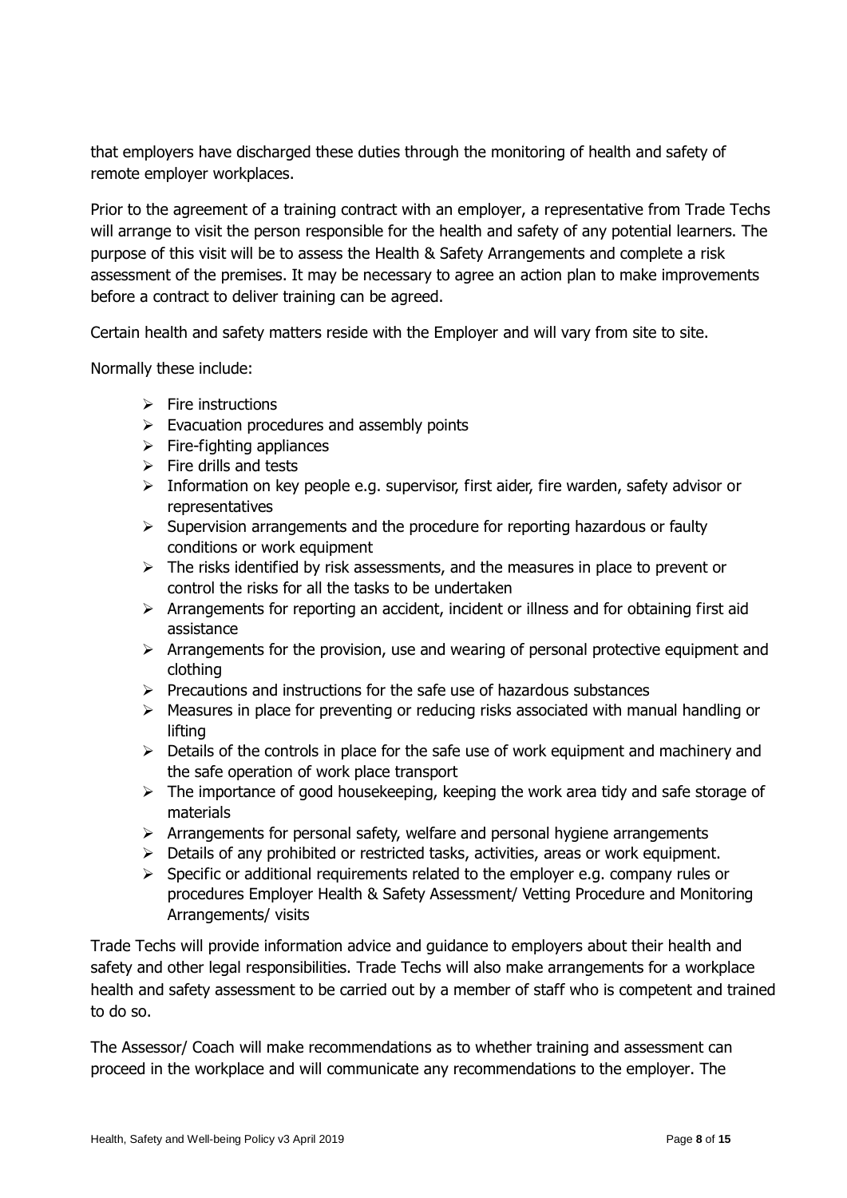that employers have discharged these duties through the monitoring of health and safety of remote employer workplaces.

Prior to the agreement of a training contract with an employer, a representative from Trade Techs will arrange to visit the person responsible for the health and safety of any potential learners. The purpose of this visit will be to assess the Health & Safety Arrangements and complete a risk assessment of the premises. It may be necessary to agree an action plan to make improvements before a contract to deliver training can be agreed.

Certain health and safety matters reside with the Employer and will vary from site to site.

Normally these include:

- Fire instructions
- Evacuation procedures and assembly points
- Fire-fighting appliances
- Fire drills and tests
- Information on key people e.g. supervisor, first aider, fire warden, safety advisor or representatives
- Supervision arrangements and the procedure for reporting hazardous or faulty conditions or work equipment
- The risks identified by risk assessments, and the measures in place to prevent or control the risks for all the tasks to be undertaken
- Arrangements for reporting an accident, incident or illness and for obtaining first aid assistance
- Arrangements for the provision, use and wearing of personal protective equipment and clothing
- Precautions and instructions for the safe use of hazardous substances
- Measures in place for preventing or reducing risks associated with manual handling or lifting
- Details of the controls in place for the safe use of work equipment and machinery and the safe operation of work place transport
- The importance of good housekeeping, keeping the work area tidy and safe storage of materials
- Arrangements for personal safety, welfare and personal hygiene arrangements
- Details of any prohibited or restricted tasks, activities, areas or work equipment.
- Specific or additional requirements related to the employer e.g. company rules or procedures Employer Health & Safety Assessment/ Vetting Procedure and Monitoring Arrangements/ visits

Trade Techs will provide information advice and guidance to employers about their health and safety and other legal responsibilities. Trade Techs will also make arrangements for a workplace health and safety assessment to be carried out by a member of staff who is competent and trained to do so.

The Assessor/ Coach will make recommendations as to whether training and assessment can proceed in the workplace and will communicate any recommendations to the employer. The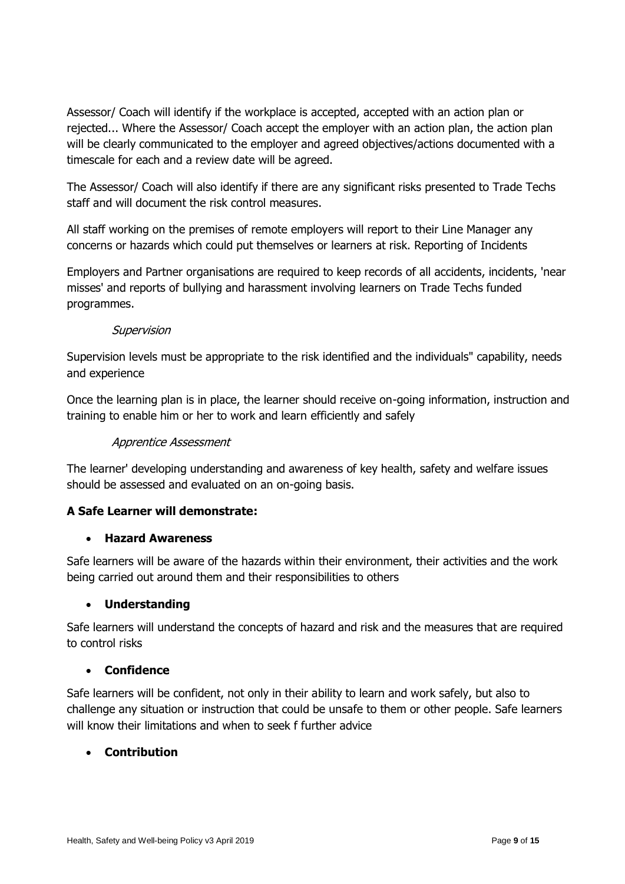Assessor/ Coach will identify if the workplace is accepted, accepted with an action plan or rejected... Where the Assessor/ Coach accept the employer with an action plan, the action plan will be clearly communicated to the employer and agreed objectives/actions documented with a timescale for each and a review date will be agreed.

The Assessor/ Coach will also identify if there are any significant risks presented to Trade Techs staff and will document the risk control measures.

All staff working on the premises of remote employers will report to their Line Manager any concerns or hazards which could put themselves or learners at risk. Reporting of Incidents

Employers and Partner organisations are required to keep records of all accidents, incidents, 'near misses' and reports of bullying and harassment involving learners on Trade Techs funded programmes.

*Supervision*

Supervision levels must be appropriate to the risk identified and the individuals" capability, needs and experience

Once the learning plan is in place, the learner should receive on-going information, instruction and training to enable him or her to work and learn efficiently and safely

*Apprentice Assessment*

The learner' developing understanding and awareness of key health, safety and welfare issues should be assessed and evaluated on an on-going basis.

**A Safe Learner will demonstrate:**

- **Hazard Awareness**

Safe learners will be aware of the hazards within their environment, their activities and the work being carried out around them and their responsibilities to others

- **Understanding**

Safe learners will understand the concepts of hazard and risk and the measures that are required to control risks

- **Confidence**

Safe learners will be confident, not only in their ability to learn and work safely, but also to challenge any situation or instruction that could be unsafe to them or other people. Safe learners will know their limitations and when to seek f further advice

- **Contribution**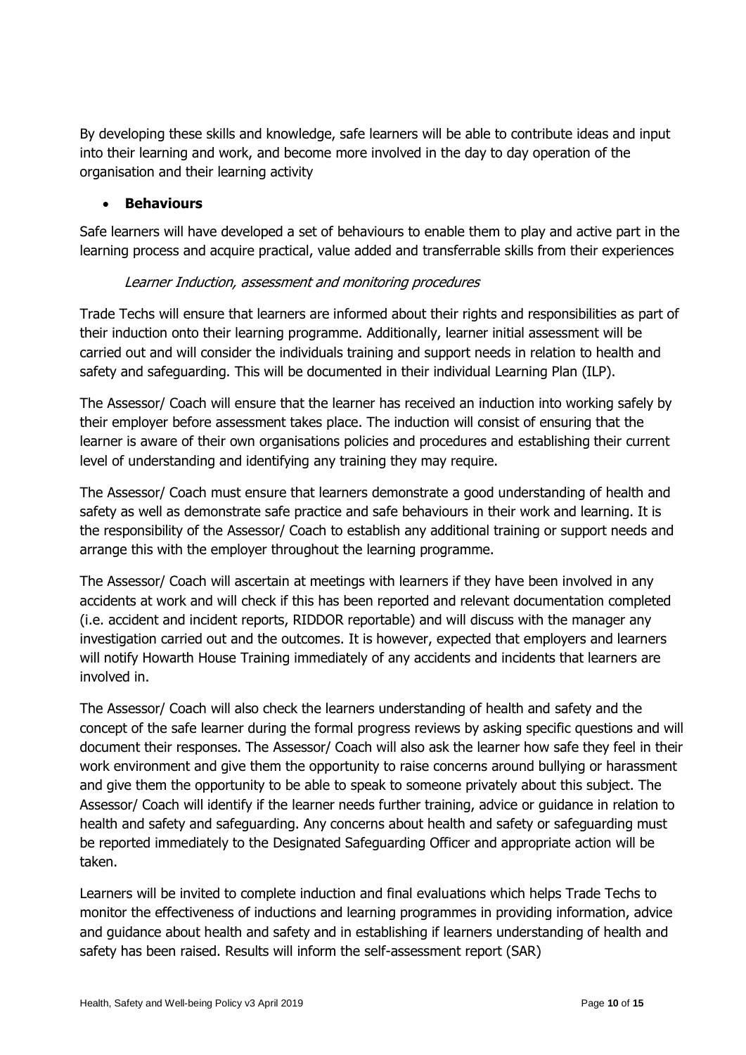By developing these skills and knowledge, safe learners will be able to contribute ideas and input into their learning and work, and become more involved in the day to day operation of the organisation and their learning activity

- **Behaviours**

Safe learners will have developed a set of behaviours to enable them to play and active part in the learning process and acquire practical, value added and transferrable skills from their experiences

*Learner Induction, assessment and monitoring procedures*

Trade Techs will ensure that learners are informed about their rights and responsibilities as part of their induction onto their learning programme. Additionally, learner initial assessment will be carried out and will consider the individuals training and support needs in relation to health and safety and safeguarding. This will be documented in their individual Learning Plan (ILP).

The Assessor/ Coach will ensure that the learner has received an induction into working safely by their employer before assessment takes place. The induction will consist of ensuring that the learner is aware of their own organisations policies and procedures and establishing their current level of understanding and identifying any training they may require.

The Assessor/ Coach must ensure that learners demonstrate a good understanding of health and safety as well as demonstrate safe practice and safe behaviours in their work and learning. It is the responsibility of the Assessor/ Coach to establish any additional training or support needs and arrange this with the employer throughout the learning programme.

The Assessor/ Coach will ascertain at meetings with learners if they have been involved in any accidents at work and will check if this has been reported and relevant documentation completed (i.e. accident and incident reports, RIDDOR reportable) and will discuss with the manager any investigation carried out and the outcomes. It is however, expected that employers and learners will notify Howarth House Training immediately of any accidents and incidents that learners are involved in.

The Assessor/ Coach will also check the learners understanding of health and safety and the concept of the safe learner during the formal progress reviews by asking specific questions and will document their responses. The Assessor/ Coach will also ask the learner how safe they feel in their work environment and give them the opportunity to raise concerns around bullying or harassment and give them the opportunity to be able to speak to someone privately about this subject. The Assessor/ Coach will identify if the learner needs further training, advice or guidance in relation to health and safety and safeguarding. Any concerns about health and safety or safeguarding must be reported immediately to the Designated Safeguarding Officer and appropriate action will be taken.

Learners will be invited to complete induction and final evaluations which helps Trade Techs to monitor the effectiveness of inductions and learning programmes in providing information, advice and guidance about health and safety and in establishing if learners understanding of health and safety has been raised. Results will inform the self-assessment report (SAR)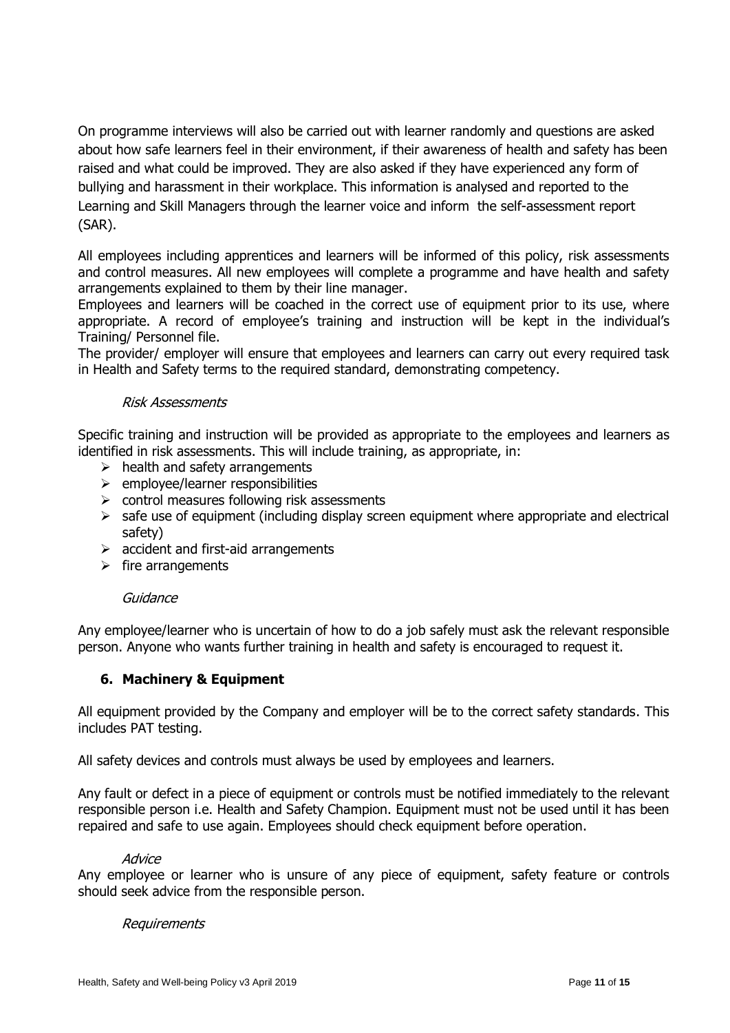On programme interviews will also be carried out with learner randomly and questions are asked about how safe learners feel in their environment, if their awareness of health and safety has been raised and what could be improved. They are also asked if they have experienced any form of bullying and harassment in their workplace. This information is analysed and reported to the Learning and Skill Managers through the learner voice and inform the self-assessment report (SAR).

All employees including apprentices and learners will be informed of this policy, risk assessments and control measures. All new employees will complete a programme and have health and safety arrangements explained to them by their line manager.
Employees and learners will be coached in the correct use of equipment prior to its use, where appropriate. A record of employee's training and instruction will be kept in the individual's Training/ Personnel file.
The provider/ employer will ensure that employees and learners can carry out every required task in Health and Safety terms to the required standard, demonstrating competency.

*Risk Assessments*

Specific training and instruction will be provided as appropriate to the employees and learners as identified in risk assessments. This will include training, as appropriate, in:

- health and safety arrangements
- employee/learner responsibilities
- control measures following risk assessments
- safe use of equipment (including display screen equipment where appropriate and electrical safety)
- accident and first-aid arrangements
- fire arrangements

*Guidance*

Any employee/learner who is uncertain of how to do a job safely must ask the relevant responsible person. Anyone who wants further training in health and safety is encouraged to request it.

## 6. Machinery & Equipment

All equipment provided by the Company and employer will be to the correct safety standards. This includes PAT testing.

All safety devices and controls must always be used by employees and learners.

Any fault or defect in a piece of equipment or controls must be notified immediately to the relevant responsible person i.e. Health and Safety Champion. Equipment must not be used until it has been repaired and safe to use again. Employees should check equipment before operation.

*Advice*

Any employee or learner who is unsure of any piece of equipment, safety feature or controls should seek advice from the responsible person.

*Requirements*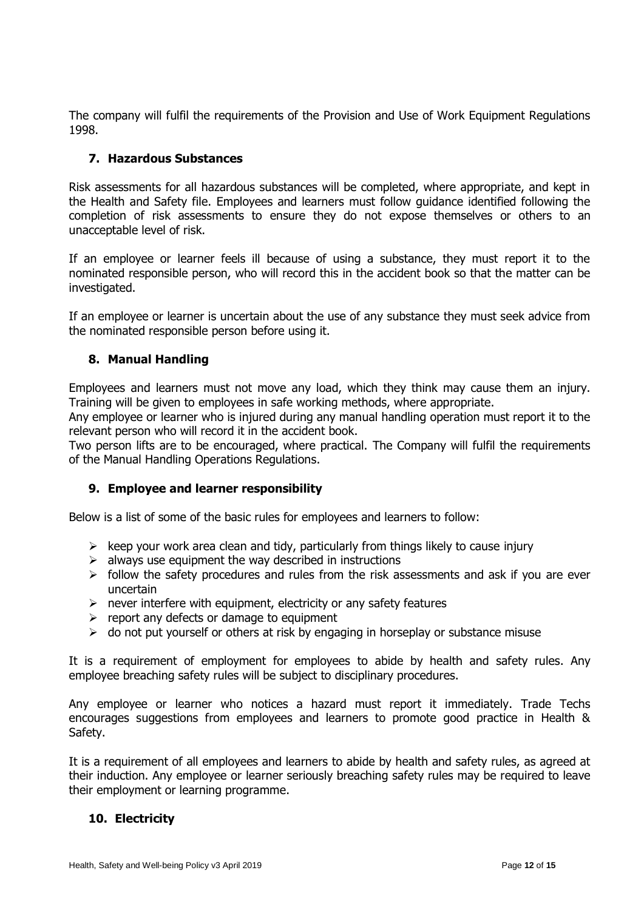The company will fulfil the requirements of the Provision and Use of Work Equipment Regulations 1998.

## 7. Hazardous Substances

Risk assessments for all hazardous substances will be completed, where appropriate, and kept in the Health and Safety file. Employees and learners must follow guidance identified following the completion of risk assessments to ensure they do not expose themselves or others to an unacceptable level of risk.

If an employee or learner feels ill because of using a substance, they must report it to the nominated responsible person, who will record this in the accident book so that the matter can be investigated.

If an employee or learner is uncertain about the use of any substance they must seek advice from the nominated responsible person before using it.

## 8. Manual Handling

Employees and learners must not move any load, which they think may cause them an injury. Training will be given to employees in safe working methods, where appropriate.
Any employee or learner who is injured during any manual handling operation must report it to the relevant person who will record it in the accident book.
Two person lifts are to be encouraged, where practical. The Company will fulfil the requirements of the Manual Handling Operations Regulations.

## 9. Employee and learner responsibility

Below is a list of some of the basic rules for employees and learners to follow:

- keep your work area clean and tidy, particularly from things likely to cause injury
- always use equipment the way described in instructions
- follow the safety procedures and rules from the risk assessments and ask if you are ever uncertain
- never interfere with equipment, electricity or any safety features
- report any defects or damage to equipment
- do not put yourself or others at risk by engaging in horseplay or substance misuse

It is a requirement of employment for employees to abide by health and safety rules. Any employee breaching safety rules will be subject to disciplinary procedures.

Any employee or learner who notices a hazard must report it immediately. Trade Techs encourages suggestions from employees and learners to promote good practice in Health & Safety.

It is a requirement of all employees and learners to abide by health and safety rules, as agreed at their induction. Any employee or learner seriously breaching safety rules may be required to leave their employment or learning programme.

## 10. Electricity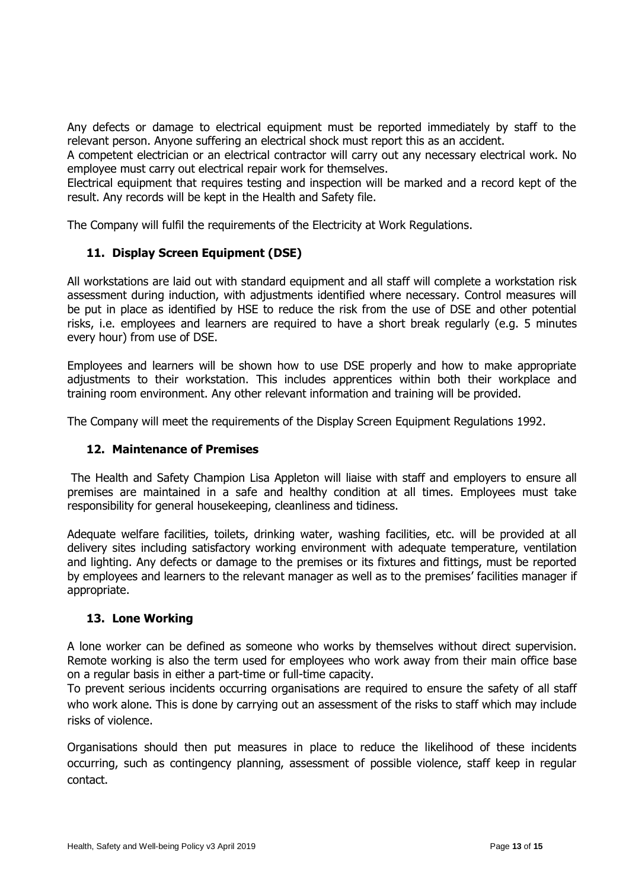Any defects or damage to electrical equipment must be reported immediately by staff to the relevant person. Anyone suffering an electrical shock must report this as an accident.

A competent electrician or an electrical contractor will carry out any necessary electrical work. No employee must carry out electrical repair work for themselves.

Electrical equipment that requires testing and inspection will be marked and a record kept of the result. Any records will be kept in the Health and Safety file.

The Company will fulfil the requirements of the Electricity at Work Regulations.

## 11. Display Screen Equipment (DSE)

All workstations are laid out with standard equipment and all staff will complete a workstation risk assessment during induction, with adjustments identified where necessary. Control measures will be put in place as identified by HSE to reduce the risk from the use of DSE and other potential risks, i.e. employees and learners are required to have a short break regularly (e.g. 5 minutes every hour) from use of DSE.

Employees and learners will be shown how to use DSE properly and how to make appropriate adjustments to their workstation. This includes apprentices within both their workplace and training room environment. Any other relevant information and training will be provided.

The Company will meet the requirements of the Display Screen Equipment Regulations 1992.

## 12. Maintenance of Premises

The Health and Safety Champion Lisa Appleton will liaise with staff and employers to ensure all premises are maintained in a safe and healthy condition at all times. Employees must take responsibility for general housekeeping, cleanliness and tidiness.

Adequate welfare facilities, toilets, drinking water, washing facilities, etc. will be provided at all delivery sites including satisfactory working environment with adequate temperature, ventilation and lighting. Any defects or damage to the premises or its fixtures and fittings, must be reported by employees and learners to the relevant manager as well as to the premises' facilities manager if appropriate.

## 13. Lone Working

A lone worker can be defined as someone who works by themselves without direct supervision. Remote working is also the term used for employees who work away from their main office base on a regular basis in either a part-time or full-time capacity.

To prevent serious incidents occurring organisations are required to ensure the safety of all staff who work alone. This is done by carrying out an assessment of the risks to staff which may include risks of violence.

Organisations should then put measures in place to reduce the likelihood of these incidents occurring, such as contingency planning, assessment of possible violence, staff keep in regular contact.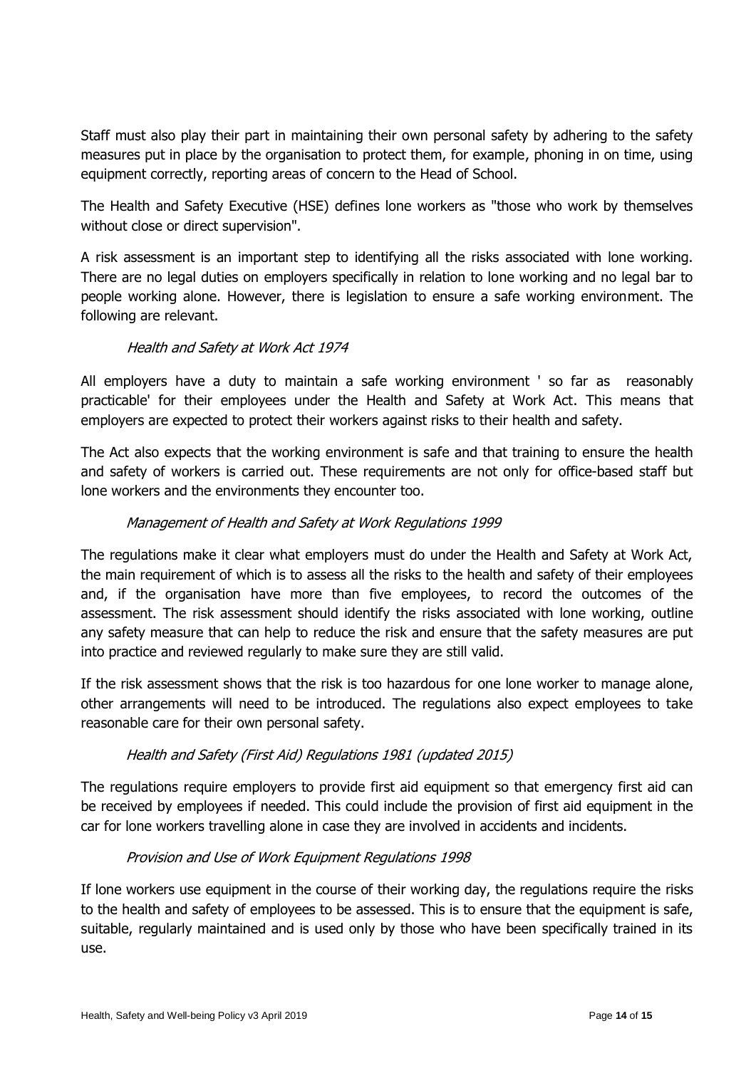Staff must also play their part in maintaining their own personal safety by adhering to the safety measures put in place by the organisation to protect them, for example, phoning in on time, using equipment correctly, reporting areas of concern to the Head of School.

The Health and Safety Executive (HSE) defines lone workers as "those who work by themselves without close or direct supervision".

A risk assessment is an important step to identifying all the risks associated with lone working. There are no legal duties on employers specifically in relation to lone working and no legal bar to people working alone. However, there is legislation to ensure a safe working environment. The following are relevant.

*Health and Safety at Work Act 1974*

All employers have a duty to maintain a safe working environment ' so far as reasonably practicable' for their employees under the Health and Safety at Work Act. This means that employers are expected to protect their workers against risks to their health and safety.

The Act also expects that the working environment is safe and that training to ensure the health and safety of workers is carried out. These requirements are not only for office-based staff but lone workers and the environments they encounter too.

*Management of Health and Safety at Work Regulations 1999*

The regulations make it clear what employers must do under the Health and Safety at Work Act, the main requirement of which is to assess all the risks to the health and safety of their employees and, if the organisation have more than five employees, to record the outcomes of the assessment. The risk assessment should identify the risks associated with lone working, outline any safety measure that can help to reduce the risk and ensure that the safety measures are put into practice and reviewed regularly to make sure they are still valid.

If the risk assessment shows that the risk is too hazardous for one lone worker to manage alone, other arrangements will need to be introduced. The regulations also expect employees to take reasonable care for their own personal safety.

*Health and Safety (First Aid) Regulations 1981 (updated 2015)*

The regulations require employers to provide first aid equipment so that emergency first aid can be received by employees if needed. This could include the provision of first aid equipment in the car for lone workers travelling alone in case they are involved in accidents and incidents.

*Provision and Use of Work Equipment Regulations 1998*

If lone workers use equipment in the course of their working day, the regulations require the risks to the health and safety of employees to be assessed. This is to ensure that the equipment is safe, suitable, regularly maintained and is used only by those who have been specifically trained in its use.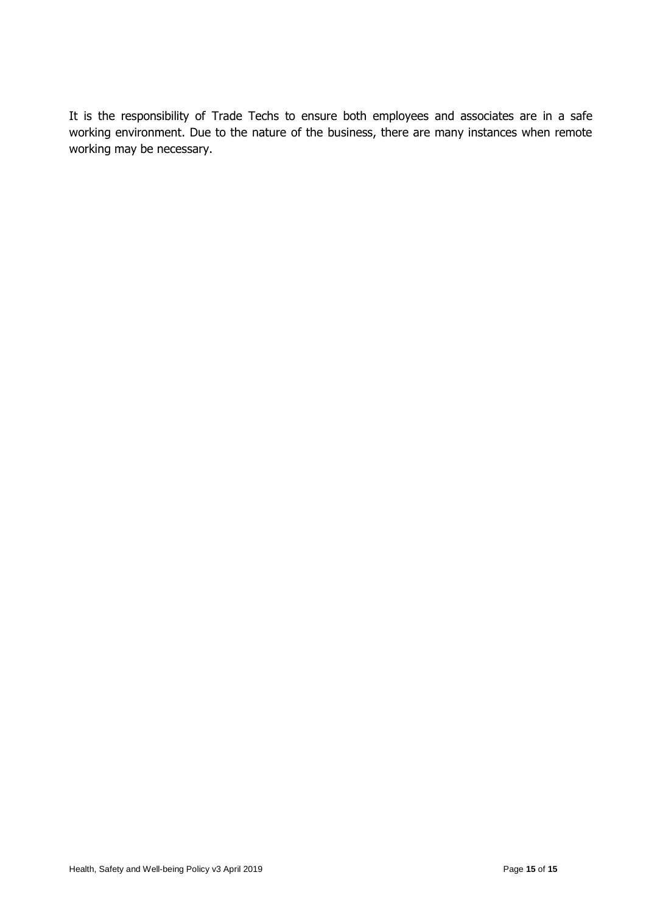It is the responsibility of Trade Techs to ensure both employees and associates are in a safe working environment. Due to the nature of the business, there are many instances when remote working may be necessary.